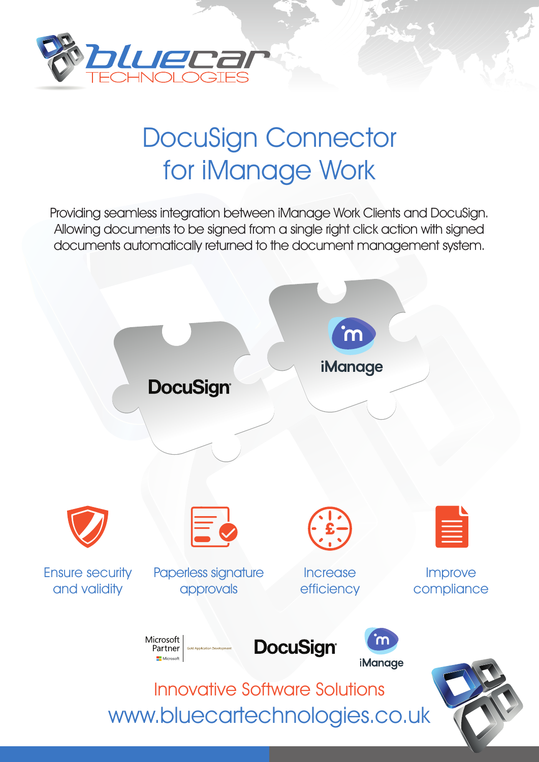bluecar TECHNOLOGIES

# DocuSign Connector for iManage Work

Providing seamless integration between iManage Work Clients and DocuSign. Allowing documents to be signed from a single right click action with signed documents automatically returned to the document management system.

DocuSign

iManage

Ensure security and validity

Paperless signature approvals

Increase efficiency

Improve compliance

Microsoft Partner Gold Application Development Microsoft

DocuSign

iManage

Innovative Software Solutions

www.bluecartechnologies.co.uk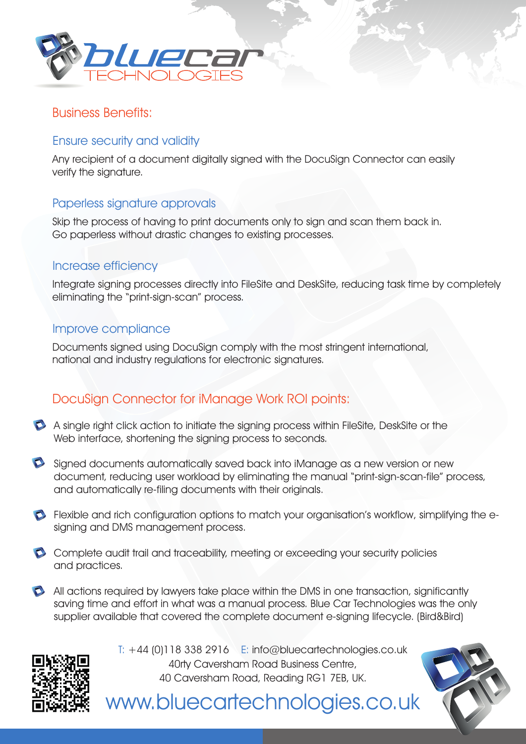## Business Benefits:

### Ensure security and validity

Any recipient of a document digitally signed with the DocuSign Connector can easily verify the signature.

### Paperless signature approvals

Skip the process of having to print documents only to sign and scan them back in. Go paperless without drastic changes to existing processes.

### Increase efficiency

Integrate signing processes directly into FileSite and DeskSite, reducing task time by completely eliminating the "print-sign-scan" process.

### Improve compliance

Documents signed using DocuSign comply with the most stringent international, national and industry regulations for electronic signatures.

## DocuSign Connector for iManage Work ROI points:

- A single right click action to initiate the signing process within FileSite, DeskSite or the Web interface, shortening the signing process to seconds.
- Signed documents automatically saved back into iManage as a new version or new document, reducing user workload by eliminating the manual "print-sign-scan-file" process, and automatically re-filing documents with their originals.
- Flexible and rich configuration options to match your organisation's workflow, simplifying the e-signing and DMS management process.
- Complete audit trail and traceability, meeting or exceeding your security policies and practices.
- All actions required by lawyers take place within the DMS in one transaction, significantly saving time and effort in what was a manual process. Blue Car Technologies was the only supplier available that covered the complete document e-signing lifecycle. (Bird&Bird)

T: +44 (0)118 338 2916 E: info@bluecartechnologies.co.uk
40rty Caversham Road Business Centre,
40 Caversham Road, Reading RG1 7EB, UK.

www.bluecartechnologies.co.uk